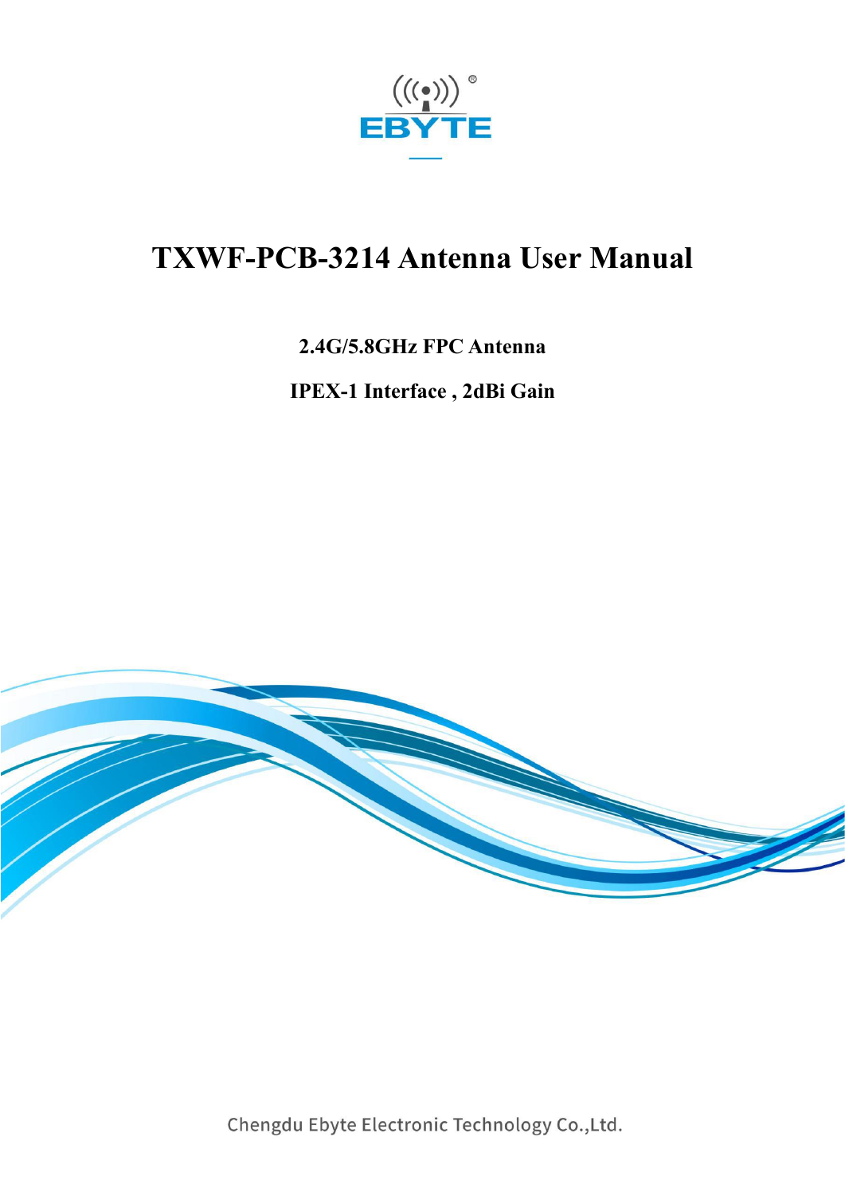EBYTE

# TXWF-PCB-3214 Antenna User Manual

**2.4G/5.8GHz FPC Antenna**

**IPEX-1 Interface , 2dBi Gain**

Chengdu Ebyte Electronic Technology Co.,Ltd.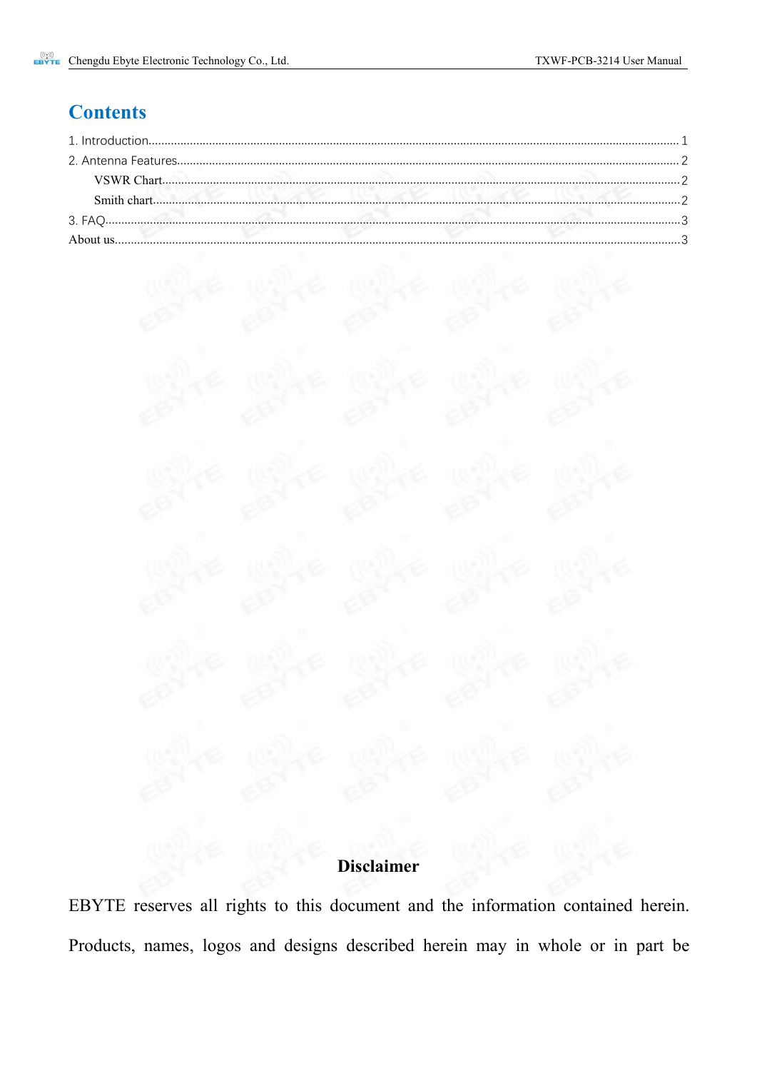# Contents

1. Introduction........................................................................................................................................................1
2. Antenna Features...............................................................................................................................................2
   - VSWR Chart....................................................................................................................................................2
   - Smith chart......................................................................................................................................................2
3. FAQ...................................................................................................................................................................3

About us..................................................................................................................................................................3

**Disclaimer**

EBYTE reserves all rights to this document and the information contained herein. Products, names, logos and designs described herein may in whole or in part be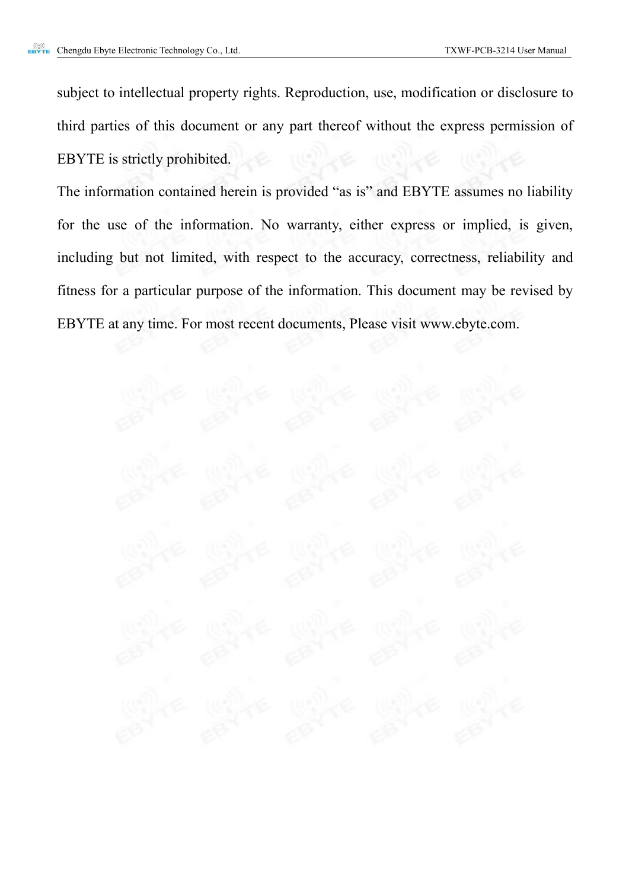subject to intellectual property rights. Reproduction, use, modification or disclosure to third parties of this document or any part thereof without the express permission of EBYTE is strictly prohibited.

The information contained herein is provided “as is” and EBYTE assumes no liability for the use of the information. No warranty, either express or implied, is given, including but not limited, with respect to the accuracy, correctness, reliability and fitness for a particular purpose of the information. This document may be revised by EBYTE at any time. For most recent documents, Please visit www.ebyte.com.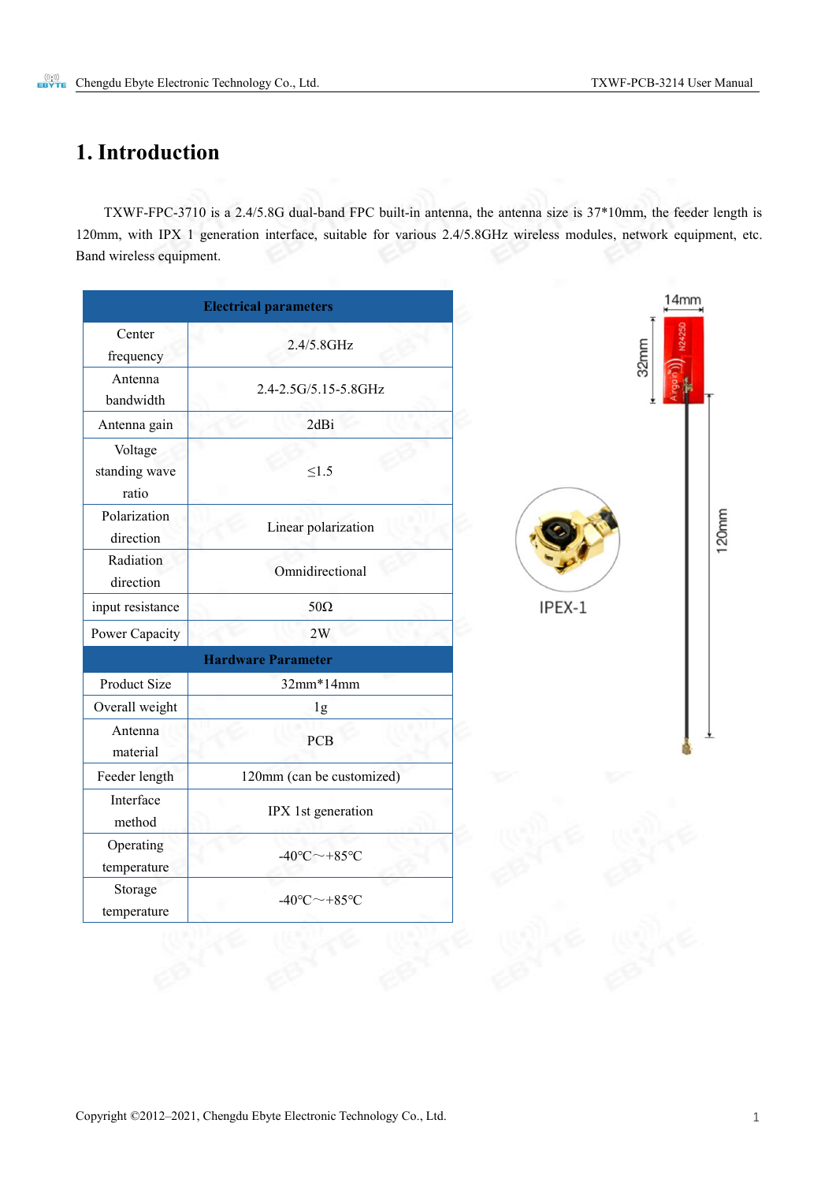# 1. Introduction

TXWF-FPC-3710 is a 2.4/5.8G dual-band FPC built-in antenna, the antenna size is 37*10mm, the feeder length is 120mm, with IPX 1 generation interface, suitable for various 2.4/5.8GHz wireless modules, network equipment, etc. Band wireless equipment.

| Electrical parameters | |
|---|---|
| Center frequency | 2.4/5.8GHz |
| Antenna bandwidth | 2.4-2.5G/5.15-5.8GHz |
| Antenna gain | 2dBi |
| Voltage standing wave ratio | ≤1.5 |
| Polarization direction | Linear polarization |
| Radiation direction | Omnidirectional |
| input resistance | 50Ω |
| Power Capacity | 2W |
| **Hardware Parameter** | |
| Product Size | 32mm*14mm |
| Overall weight | 1g |
| Antenna material | PCB |
| Feeder length | 120mm (can be customized) |
| Interface method | IPX 1st generation |
| Operating temperature | -40℃～+85℃ |
| Storage temperature | -40℃～+85℃ |

14mm

32mm

120mm

IPEX-1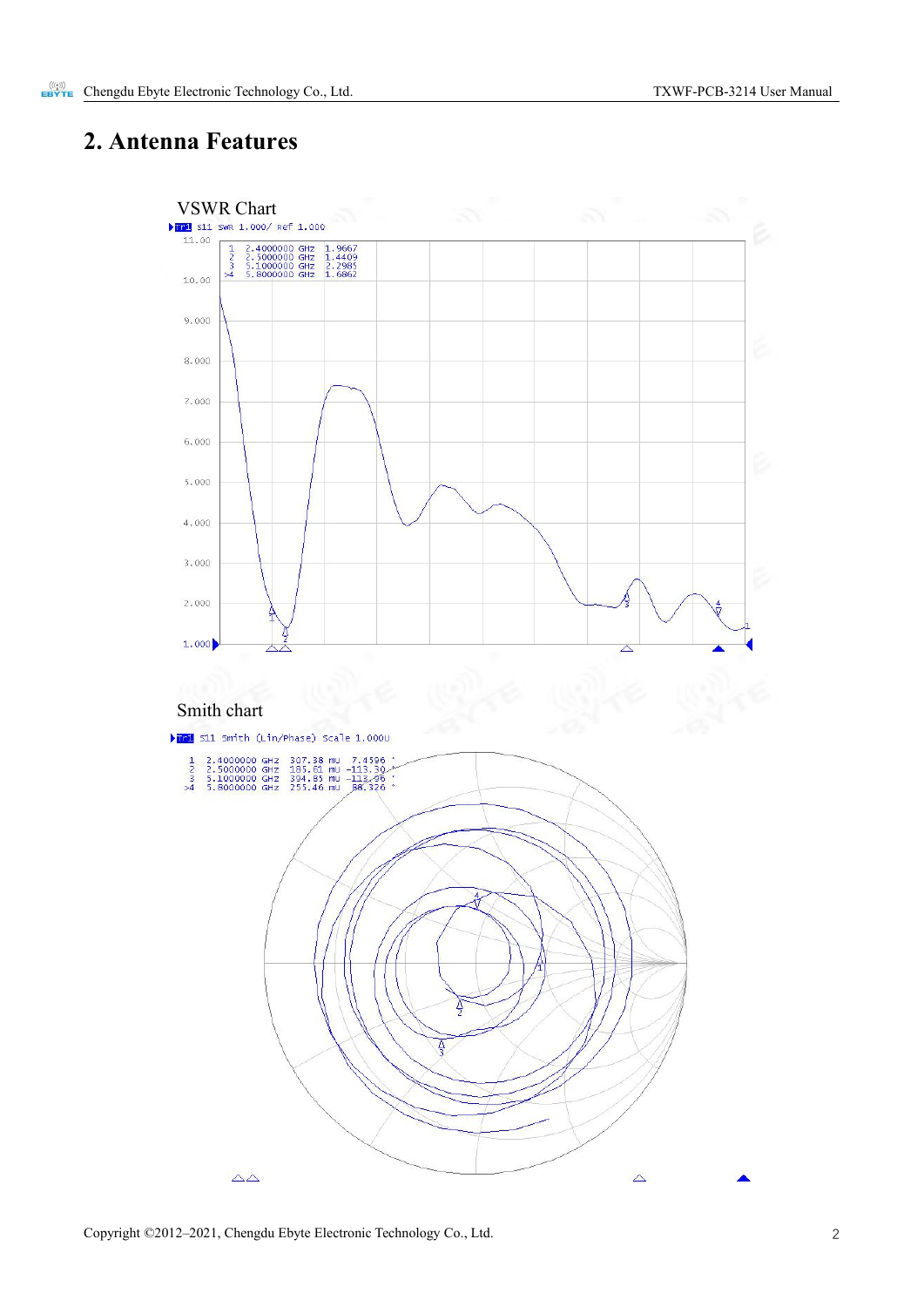## 2. Antenna Features

VSWR Chart

Tr1 S11 SWR 1.000/ Ref 1.000

| Marker | Frequency | Value |
|---|---|---|
| 1 | 2.4000000 GHz | 1.9667 |
| 2 | 2.5000000 GHz | 1.4409 |
| 3 | 5.1000000 GHz | 2.2985 |
| >4 | 5.8000000 GHz | 1.6862 |

Smith chart

Tr1 S11 Smith (Lin/Phase) Scale 1.000U

| Marker | Frequency | Magnitude | Phase |
|---|---|---|---|
| 1 | 2.4000000 GHz | 307.38 mU | 7.4596 ° |
| 2 | 2.5000000 GHz | 185.61 mU | -113.30 ° |
| 3 | 5.1000000 GHz | 394.85 mU | -113.96 ° |
| >4 | 5.8000000 GHz | 255.46 mU | 88.326 ° |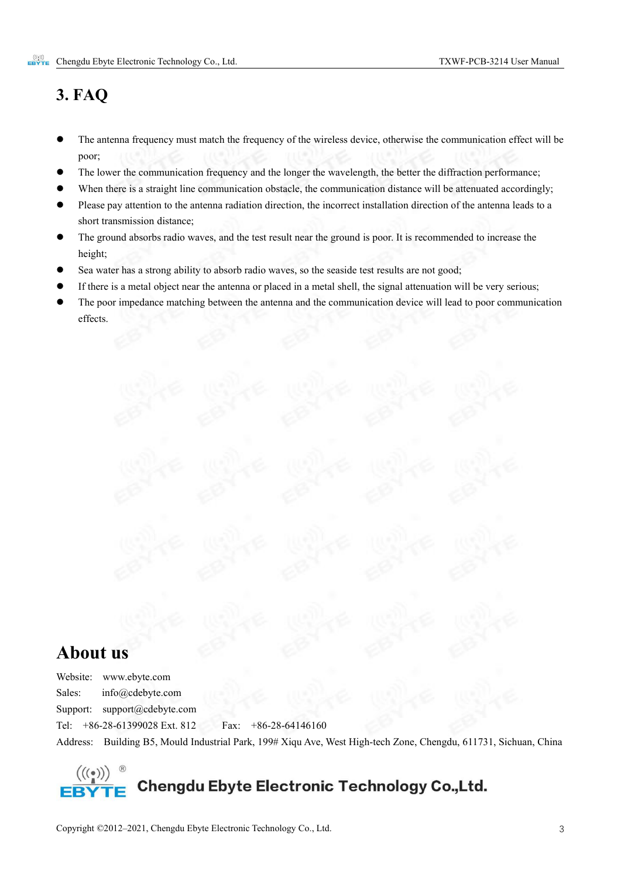## 3. FAQ

- The antenna frequency must match the frequency of the wireless device, otherwise the communication effect will be poor;
- The lower the communication frequency and the longer the wavelength, the better the diffraction performance;
- When there is a straight line communication obstacle, the communication distance will be attenuated accordingly;
- Please pay attention to the antenna radiation direction, the incorrect installation direction of the antenna leads to a short transmission distance;
- The ground absorbs radio waves, and the test result near the ground is poor. It is recommended to increase the height;
- Sea water has a strong ability to absorb radio waves, so the seaside test results are not good;
- If there is a metal object near the antenna or placed in a metal shell, the signal attenuation will be very serious;
- The poor impedance matching between the antenna and the communication device will lead to poor communication effects.

## About us

Website: www.ebyte.com

Sales: info@cdebyte.com

Support: support@cdebyte.com

Tel: +86-28-61399028 Ext. 812 Fax: +86-28-64146160

Address: Building B5, Mould Industrial Park, 199# Xiqu Ave, West High-tech Zone, Chengdu, 611731, Sichuan, China

**Chengdu Ebyte Electronic Technology Co.,Ltd.**

Copyright ©2012–2021, Chengdu Ebyte Electronic Technology Co., Ltd.